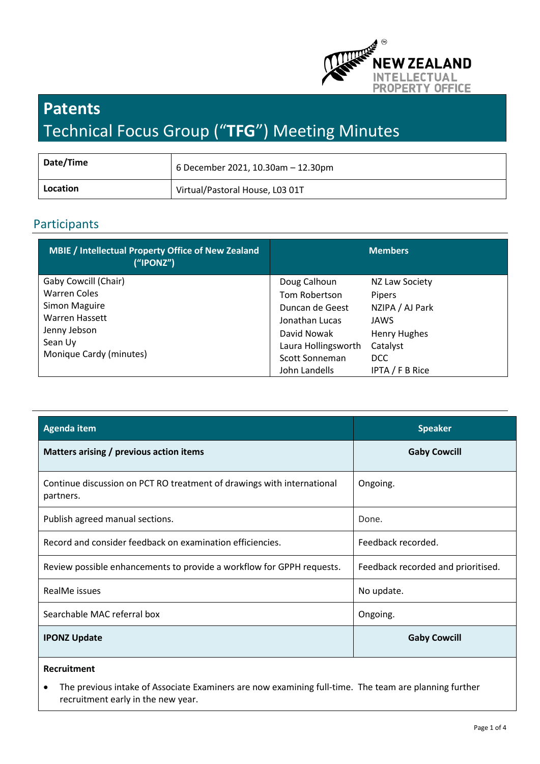# Patents

## Technical Focus Group ("**TFG**") Meeting Minutes

| **Date/Time** | 6 December 2021, 10.30am – 12.30pm |
|---|---|
| **Location** | Virtual/Pastoral House, L03 01T |

## Participants

| MBIE / Intellectual Property Office of New Zealand ("IPONZ") | Members | |
|---|---|---|
| Gaby Cowcill (Chair)<br>Warren Coles<br>Simon Maguire<br>Warren Hassett<br>Jenny Jebson<br>Sean Uy<br>Monique Cardy (minutes) | Doug Calhoun<br>Tom Robertson<br>Duncan de Geest<br>Jonathan Lucas<br>David Nowak<br>Laura Hollingsworth<br>Scott Sonneman<br>John Landells | NZ Law Society<br>Pipers<br>NZIPA / AJ Park<br>JAWS<br>Henry Hughes<br>Catalyst<br>DCC<br>IPTA / F B Rice |

| Agenda item | Speaker |
|---|---|
| **Matters arising / previous action items** | **Gaby Cowcill** |
| Continue discussion on PCT RO treatment of drawings with international partners. | Ongoing. |
| Publish agreed manual sections. | Done. |
| Record and consider feedback on examination efficiencies. | Feedback recorded. |
| Review possible enhancements to provide a workflow for GPPH requests. | Feedback recorded and prioritised. |
| RealMe issues | No update. |
| Searchable MAC referral box | Ongoing. |
| **IPONZ Update** | **Gaby Cowcill** |

**Recruitment**

- The previous intake of Associate Examiners are now examining full-time. The team are planning further recruitment early in the new year.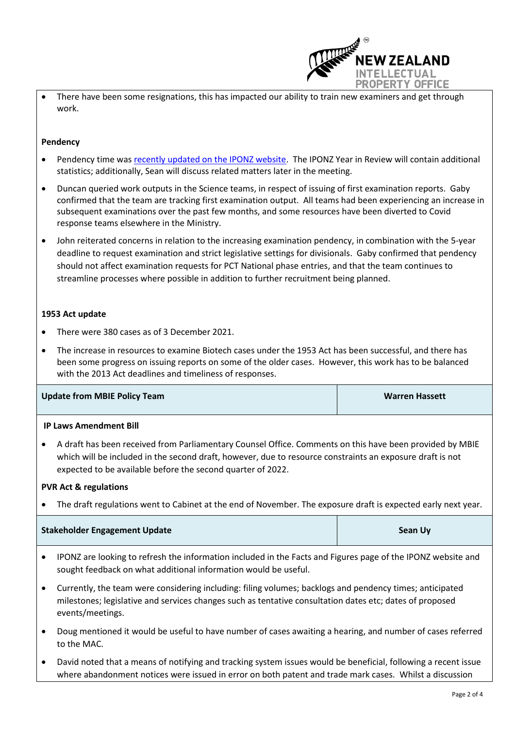- There have been some resignations, this has impacted our ability to train new examiners and get through work.

**Pendency**

- Pendency time was [recently updated on the IPONZ website](). The IPONZ Year in Review will contain additional statistics; additionally, Sean will discuss related matters later in the meeting.
- Duncan queried work outputs in the Science teams, in respect of issuing of first examination reports. Gaby confirmed that the team are tracking first examination output. All teams had been experiencing an increase in subsequent examinations over the past few months, and some resources have been diverted to Covid response teams elsewhere in the Ministry.
- John reiterated concerns in relation to the increasing examination pendency, in combination with the 5-year deadline to request examination and strict legislative settings for divisionals. Gaby confirmed that pendency should not affect examination requests for PCT National phase entries, and that the team continues to streamline processes where possible in addition to further recruitment being planned.

**1953 Act update**

- There were 380 cases as of 3 December 2021.
- The increase in resources to examine Biotech cases under the 1953 Act has been successful, and there has been some progress on issuing reports on some of the older cases. However, this work has to be balanced with the 2013 Act deadlines and timeliness of responses.

| **Update from MBIE Policy Team** | **Warren Hassett** |
|---|---|

**IP Laws Amendment Bill**

- A draft has been received from Parliamentary Counsel Office. Comments on this have been provided by MBIE which will be included in the second draft, however, due to resource constraints an exposure draft is not expected to be available before the second quarter of 2022.

**PVR Act & regulations**

- The draft regulations went to Cabinet at the end of November. The exposure draft is expected early next year.

| **Stakeholder Engagement Update** | **Sean Uy** |
|---|---|

- IPONZ are looking to refresh the information included in the Facts and Figures page of the IPONZ website and sought feedback on what additional information would be useful.
- Currently, the team were considering including: filing volumes; backlogs and pendency times; anticipated milestones; legislative and services changes such as tentative consultation dates etc; dates of proposed events/meetings.
- Doug mentioned it would be useful to have number of cases awaiting a hearing, and number of cases referred to the MAC.
- David noted that a means of notifying and tracking system issues would be beneficial, following a recent issue where abandonment notices were issued in error on both patent and trade mark cases. Whilst a discussion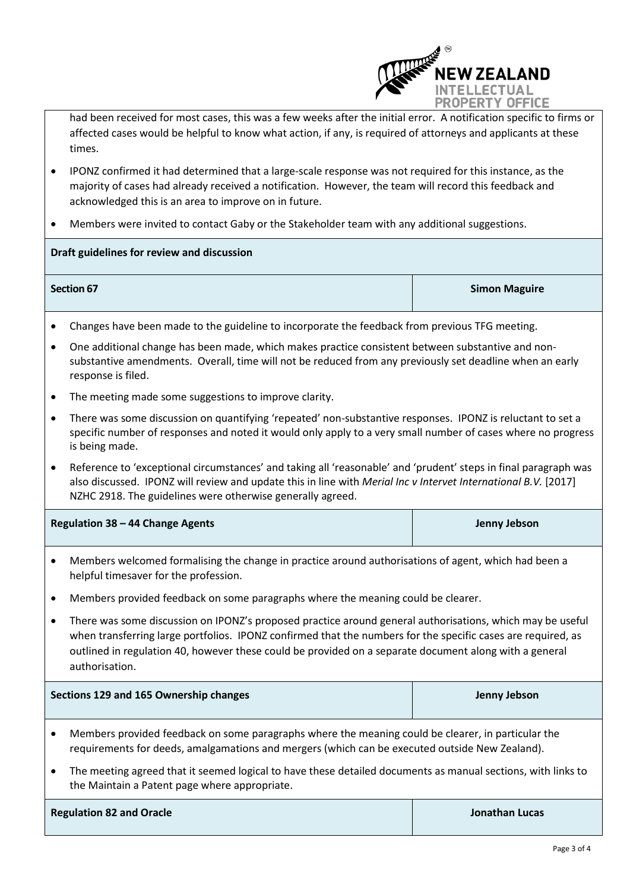had been received for most cases, this was a few weeks after the initial error. A notification specific to firms or affected cases would be helpful to know what action, if any, is required of attorneys and applicants at these times.

- IPONZ confirmed it had determined that a large-scale response was not required for this instance, as the majority of cases had already received a notification. However, the team will record this feedback and acknowledged this is an area to improve on in future.
- Members were invited to contact Gaby or the Stakeholder team with any additional suggestions.

## Draft guidelines for review and discussion

| Section 67 | Simon Maguire |
|---|---|

- Changes have been made to the guideline to incorporate the feedback from previous TFG meeting.
- One additional change has been made, which makes practice consistent between substantive and non-substantive amendments. Overall, time will not be reduced from any previously set deadline when an early response is filed.
- The meeting made some suggestions to improve clarity.
- There was some discussion on quantifying 'repeated' non-substantive responses. IPONZ is reluctant to set a specific number of responses and noted it would only apply to a very small number of cases where no progress is being made.
- Reference to 'exceptional circumstances' and taking all 'reasonable' and 'prudent' steps in final paragraph was also discussed. IPONZ will review and update this in line with *Merial Inc v Intervet International B.V.* [2017] NZHC 2918. The guidelines were otherwise generally agreed.

| Regulation 38 – 44 Change Agents | Jenny Jebson |
|---|---|

- Members welcomed formalising the change in practice around authorisations of agent, which had been a helpful timesaver for the profession.
- Members provided feedback on some paragraphs where the meaning could be clearer.
- There was some discussion on IPONZ's proposed practice around general authorisations, which may be useful when transferring large portfolios. IPONZ confirmed that the numbers for the specific cases are required, as outlined in regulation 40, however these could be provided on a separate document along with a general authorisation.

| Sections 129 and 165 Ownership changes | Jenny Jebson |
|---|---|

- Members provided feedback on some paragraphs where the meaning could be clearer, in particular the requirements for deeds, amalgamations and mergers (which can be executed outside New Zealand).
- The meeting agreed that it seemed logical to have these detailed documents as manual sections, with links to the Maintain a Patent page where appropriate.

| Regulation 82 and Oracle | Jonathan Lucas |
|---|---|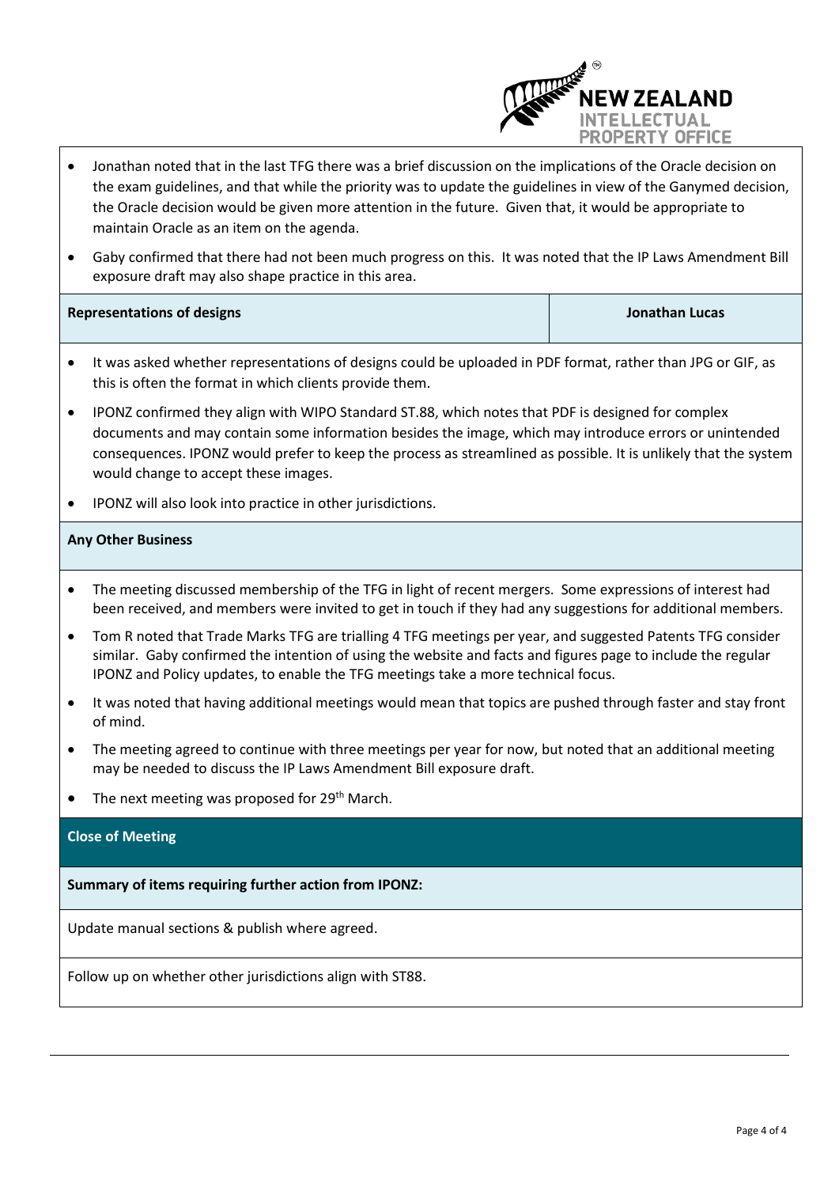- Jonathan noted that in the last TFG there was a brief discussion on the implications of the Oracle decision on the exam guidelines, and that while the priority was to update the guidelines in view of the Ganymed decision, the Oracle decision would be given more attention in the future. Given that, it would be appropriate to maintain Oracle as an item on the agenda.
- Gaby confirmed that there had not been much progress on this. It was noted that the IP Laws Amendment Bill exposure draft may also shape practice in this area.

| **Representations of designs** | **Jonathan Lucas** |
|---|---|

- It was asked whether representations of designs could be uploaded in PDF format, rather than JPG or GIF, as this is often the format in which clients provide them.
- IPONZ confirmed they align with WIPO Standard ST.88, which notes that PDF is designed for complex documents and may contain some information besides the image, which may introduce errors or unintended consequences. IPONZ would prefer to keep the process as streamlined as possible. It is unlikely that the system would change to accept these images.
- IPONZ will also look into practice in other jurisdictions.

**Any Other Business**

- The meeting discussed membership of the TFG in light of recent mergers. Some expressions of interest had been received, and members were invited to get in touch if they had any suggestions for additional members.
- Tom R noted that Trade Marks TFG are trialling 4 TFG meetings per year, and suggested Patents TFG consider similar. Gaby confirmed the intention of using the website and facts and figures page to include the regular IPONZ and Policy updates, to enable the TFG meetings take a more technical focus.
- It was noted that having additional meetings would mean that topics are pushed through faster and stay front of mind.
- The meeting agreed to continue with three meetings per year for now, but noted that an additional meeting may be needed to discuss the IP Laws Amendment Bill exposure draft.
- The next meeting was proposed for 29th March.

**Close of Meeting**

**Summary of items requiring further action from IPONZ:**

Update manual sections & publish where agreed.

Follow up on whether other jurisdictions align with ST88.